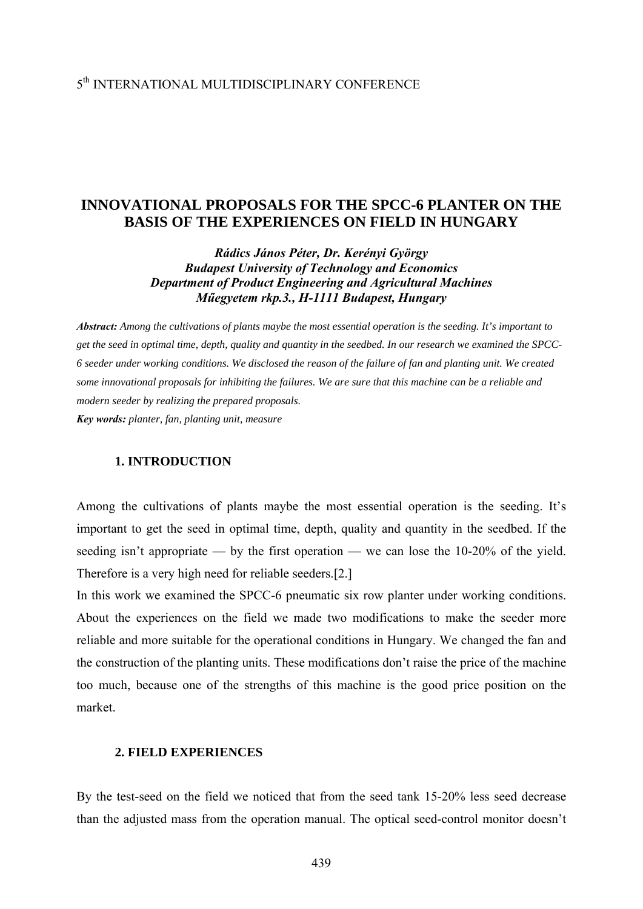# INNOVATIONAL PROPOSALS FOR THE SPCC-6 PLANTER ON THE BASIS OF THE EXPERIENCES ON FIELD IN HUNGARY

***Rádics János Péter, Dr. Kerényi György***
***Budapest University of Technology and Economics***
***Department of Product Engineering and Agricultural Machines***
***Műegyetem rkp.3., H-1111 Budapest, Hungary***

***Abstract:*** *Among the cultivations of plants maybe the most essential operation is the seeding. It's important to get the seed in optimal time, depth, quality and quantity in the seedbed. In our research we examined the SPCC-6 seeder under working conditions. We disclosed the reason of the failure of fan and planting unit. We created some innovational proposals for inhibiting the failures. We are sure that this machine can be a reliable and modern seeder by realizing the prepared proposals.*

***Key words:*** *planter, fan, planting unit, measure*

## 1. INTRODUCTION

Among the cultivations of plants maybe the most essential operation is the seeding. It's important to get the seed in optimal time, depth, quality and quantity in the seedbed. If the seeding isn't appropriate — by the first operation — we can lose the 10-20% of the yield. Therefore is a very high need for reliable seeders.[2.]

In this work we examined the SPCC-6 pneumatic six row planter under working conditions. About the experiences on the field we made two modifications to make the seeder more reliable and more suitable for the operational conditions in Hungary. We changed the fan and the construction of the planting units. These modifications don't raise the price of the machine too much, because one of the strengths of this machine is the good price position on the market.

## 2. FIELD EXPERIENCES

By the test-seed on the field we noticed that from the seed tank 15-20% less seed decrease than the adjusted mass from the operation manual. The optical seed-control monitor doesn't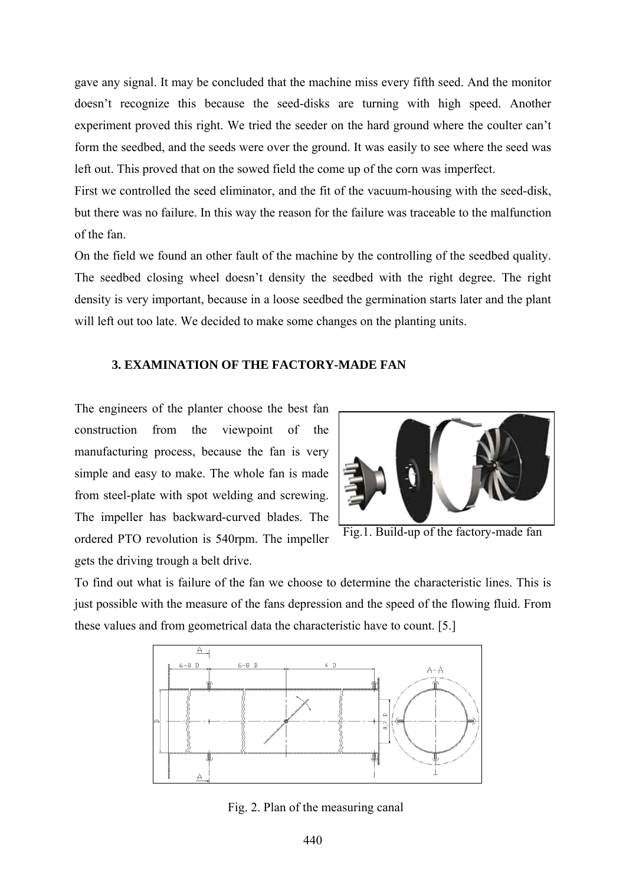gave any signal. It may be concluded that the machine miss every fifth seed. And the monitor doesn't recognize this because the seed-disks are turning with high speed. Another experiment proved this right. We tried the seeder on the hard ground where the coulter can't form the seedbed, and the seeds were over the ground. It was easily to see where the seed was left out. This proved that on the sowed field the come up of the corn was imperfect.

First we controlled the seed eliminator, and the fit of the vacuum-housing with the seed-disk, but there was no failure. In this way the reason for the failure was traceable to the malfunction of the fan.

On the field we found an other fault of the machine by the controlling of the seedbed quality. The seedbed closing wheel doesn't density the seedbed with the right degree. The right density is very important, because in a loose seedbed the germination starts later and the plant will left out too late. We decided to make some changes on the planting units.

### 3. EXAMINATION OF THE FACTORY-MADE FAN

The engineers of the planter choose the best fan construction from the viewpoint of the manufacturing process, because the fan is very simple and easy to make. The whole fan is made from steel-plate with spot welding and screwing. The impeller has backward-curved blades. The ordered PTO revolution is 540rpm. The impeller gets the driving trough a belt drive.

Fig.1. Build-up of the factory-made fan

To find out what is failure of the fan we choose to determine the characteristic lines. This is just possible with the measure of the fans depression and the speed of the flowing fluid. From these values and from geometrical data the characteristic have to count. [5.]

Fig. 2. Plan of the measuring canal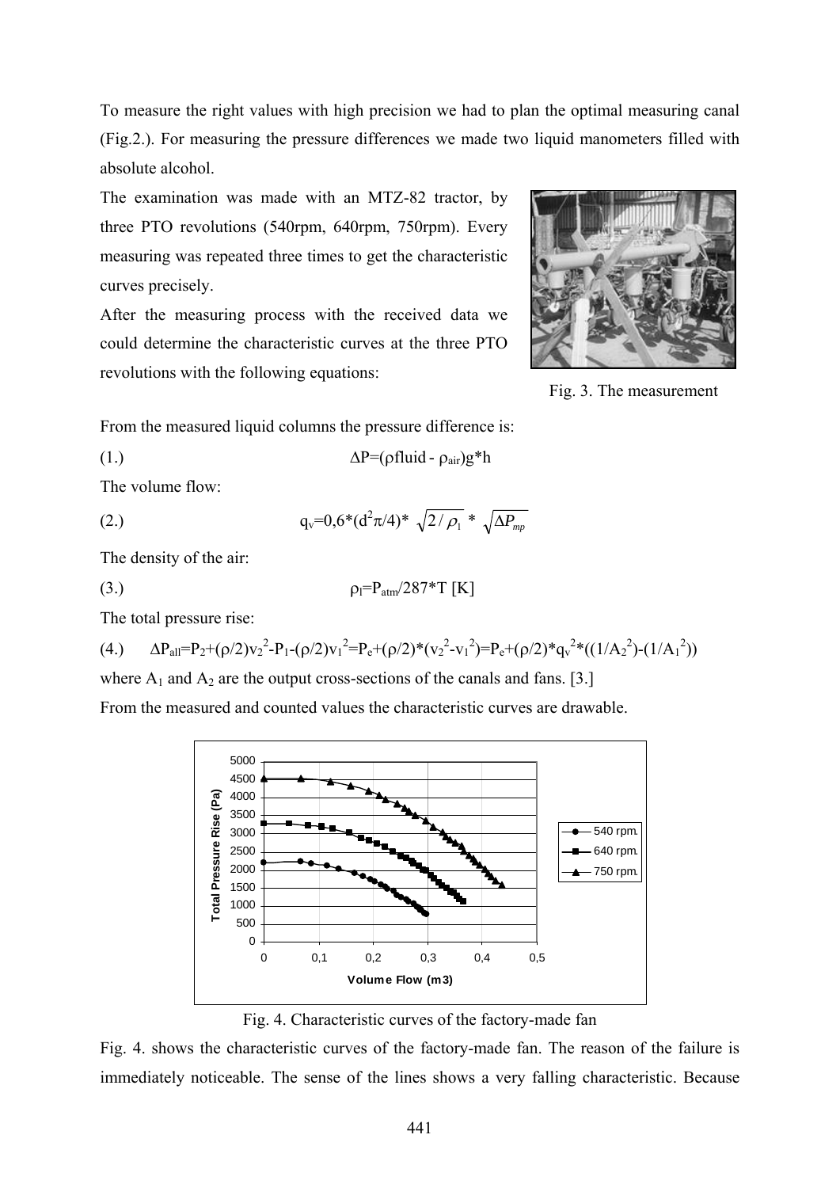To measure the right values with high precision we had to plan the optimal measuring canal (Fig.2.). For measuring the pressure differences we made two liquid manometers filled with absolute alcohol.

The examination was made with an MTZ-82 tractor, by three PTO revolutions (540rpm, 640rpm, 750rpm). Every measuring was repeated three times to get the characteristic curves precisely.

After the measuring process with the received data we could determine the characteristic curves at the three PTO revolutions with the following equations:

Fig. 3. The measurement

From the measured liquid columns the pressure difference is:

(1.) $$\Delta P=(\rho fluid - \rho_{air})g*h$$

The volume flow:

(2.) $$q_v=0{,}6*(d^2\pi/4)*\sqrt{2/\rho_l}*\sqrt{\Delta P_{mp}}$$

The density of the air:

(3.) $$\rho_l=P_{atm}/287*T\ [K]$$

The total pressure rise:

(4.) $$\Delta P_{all}=P_2+(\rho/2)v_2^2-P_1-(\rho/2)v_1^2=P_e+(\rho/2)*(v_2^2-v_1^2)=P_e+(\rho/2)*q_v^2*((1/A_2^2)-(1/A_1^2))$$

where $A_1$ and $A_2$ are the output cross-sections of the canals and fans. [3.]

From the measured and counted values the characteristic curves are drawable.

Fig. 4. Characteristic curves of the factory-made fan

Fig. 4. shows the characteristic curves of the factory-made fan. The reason of the failure is immediately noticeable. The sense of the lines shows a very falling characteristic. Because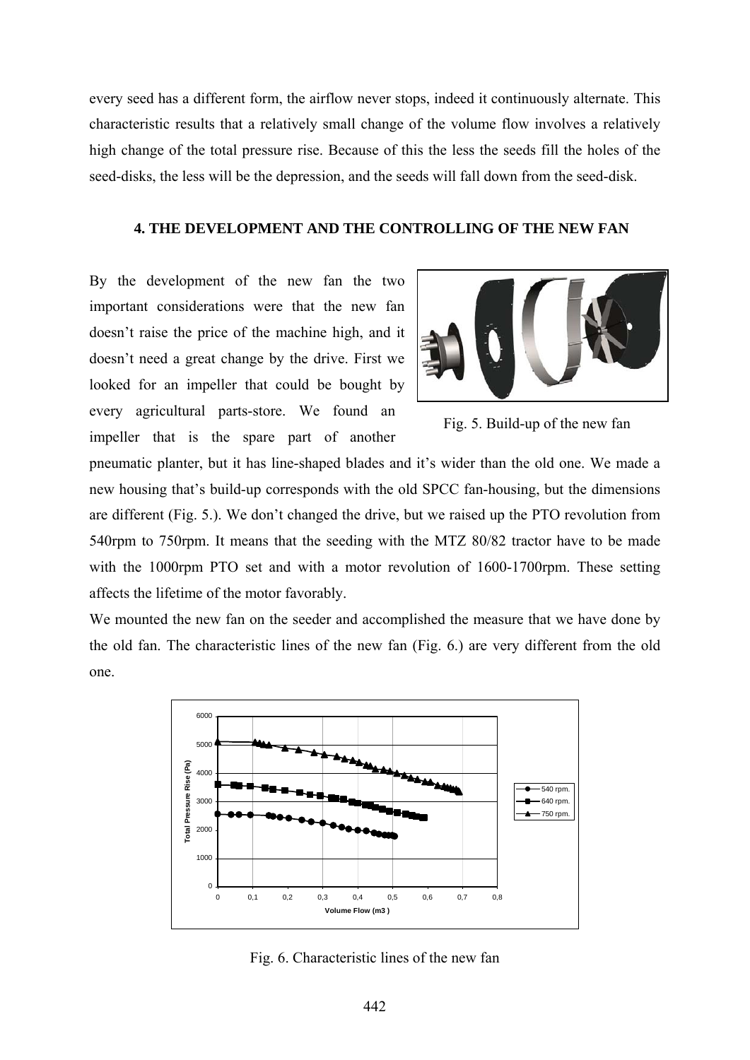every seed has a different form, the airflow never stops, indeed it continuously alternate. This characteristic results that a relatively small change of the volume flow involves a relatively high change of the total pressure rise. Because of this the less the seeds fill the holes of the seed-disks, the less will be the depression, and the seeds will fall down from the seed-disk.

### 4. THE DEVELOPMENT AND THE CONTROLLING OF THE NEW FAN

By the development of the new fan the two important considerations were that the new fan doesn't raise the price of the machine high, and it doesn't need a great change by the drive. First we looked for an impeller that could be bought by every agricultural parts-store. We found an impeller that is the spare part of another pneumatic planter, but it has line-shaped blades and it's wider than the old one. We made a new housing that's build-up corresponds with the old SPCC fan-housing, but the dimensions are different (Fig. 5.). We don't changed the drive, but we raised up the PTO revolution from 540rpm to 750rpm. It means that the seeding with the MTZ 80/82 tractor have to be made with the 1000rpm PTO set and with a motor revolution of 1600-1700rpm. These setting affects the lifetime of the motor favorably.

Fig. 5. Build-up of the new fan

We mounted the new fan on the seeder and accomplished the measure that we have done by the old fan. The characteristic lines of the new fan (Fig. 6.) are very different from the old one.

Fig. 6. Characteristic lines of the new fan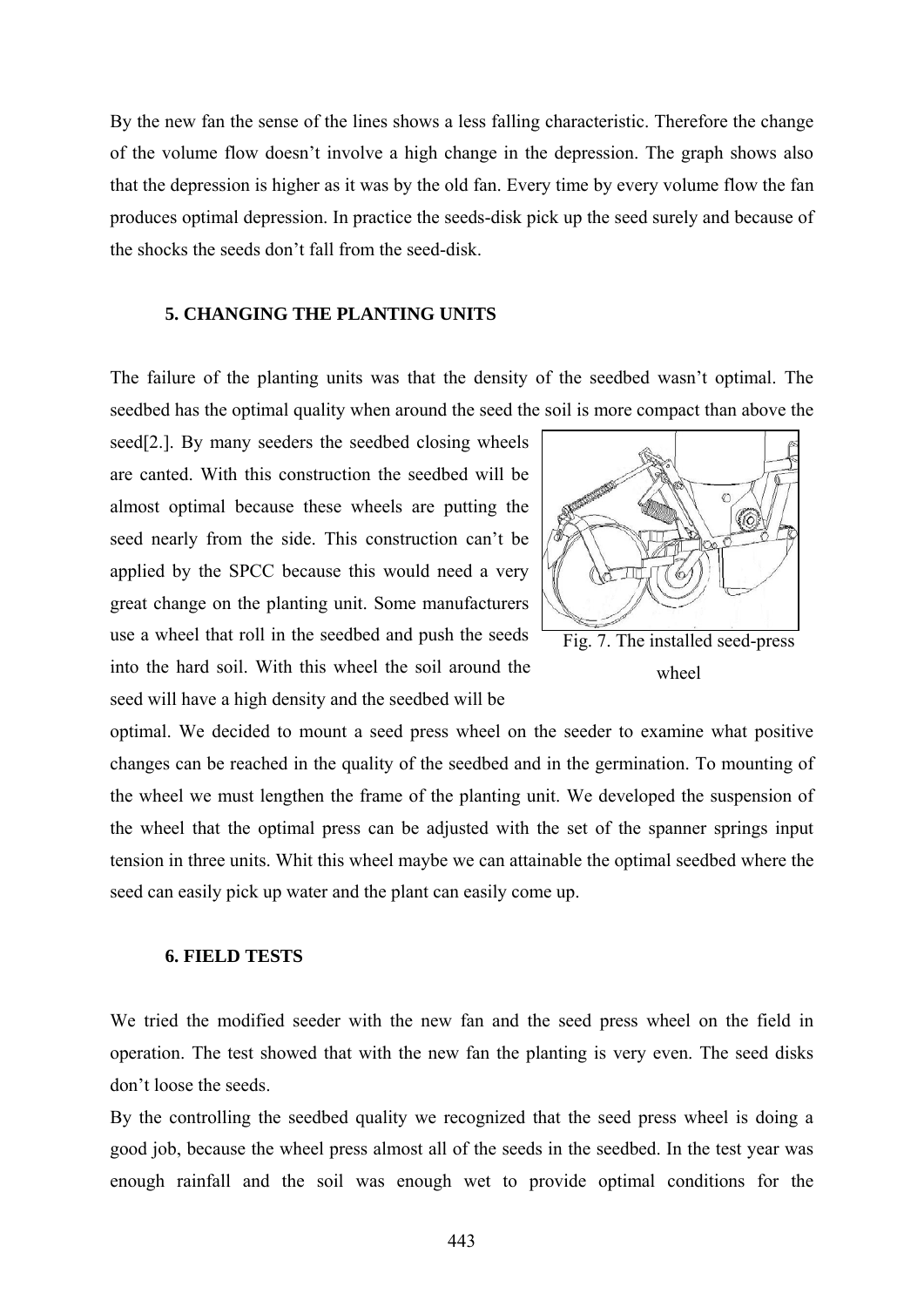By the new fan the sense of the lines shows a less falling characteristic. Therefore the change of the volume flow doesn't involve a high change in the depression. The graph shows also that the depression is higher as it was by the old fan. Every time by every volume flow the fan produces optimal depression. In practice the seeds-disk pick up the seed surely and because of the shocks the seeds don't fall from the seed-disk.

### 5. CHANGING THE PLANTING UNITS

The failure of the planting units was that the density of the seedbed wasn't optimal. The seedbed has the optimal quality when around the seed the soil is more compact than above the seed[2.]. By many seeders the seedbed closing wheels are canted. With this construction the seedbed will be almost optimal because these wheels are putting the seed nearly from the side. This construction can't be applied by the SPCC because this would need a very great change on the planting unit. Some manufacturers use a wheel that roll in the seedbed and push the seeds into the hard soil. With this wheel the soil around the seed will have a high density and the seedbed will be optimal. We decided to mount a seed press wheel on the seeder to examine what positive changes can be reached in the quality of the seedbed and in the germination. To mounting of the wheel we must lengthen the frame of the planting unit. We developed the suspension of the wheel that the optimal press can be adjusted with the set of the spanner springs input tension in three units. Whit this wheel maybe we can attainable the optimal seedbed where the seed can easily pick up water and the plant can easily come up.

Fig. 7. The installed seed-press wheel

### 6. FIELD TESTS

We tried the modified seeder with the new fan and the seed press wheel on the field in operation. The test showed that with the new fan the planting is very even. The seed disks don't loose the seeds.

By the controlling the seedbed quality we recognized that the seed press wheel is doing a good job, because the wheel press almost all of the seeds in the seedbed. In the test year was enough rainfall and the soil was enough wet to provide optimal conditions for the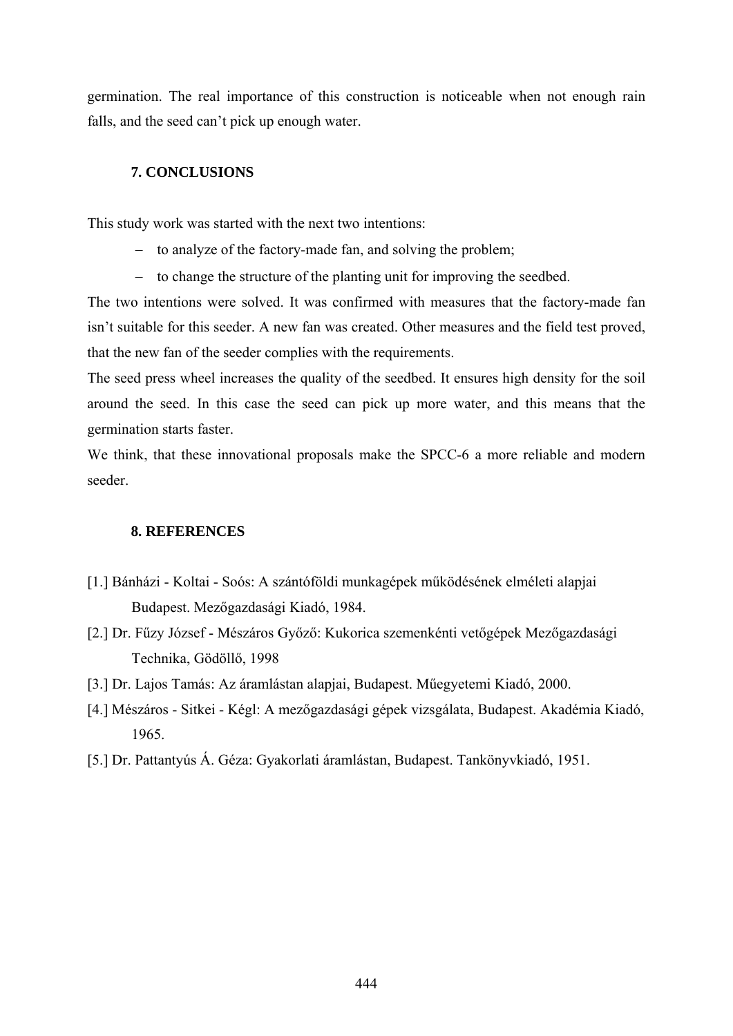germination. The real importance of this construction is noticeable when not enough rain falls, and the seed can't pick up enough water.

## 7. CONCLUSIONS

This study work was started with the next two intentions:

- to analyze of the factory-made fan, and solving the problem;
- to change the structure of the planting unit for improving the seedbed.

The two intentions were solved. It was confirmed with measures that the factory-made fan isn't suitable for this seeder. A new fan was created. Other measures and the field test proved, that the new fan of the seeder complies with the requirements.

The seed press wheel increases the quality of the seedbed. It ensures high density for the soil around the seed. In this case the seed can pick up more water, and this means that the germination starts faster.

We think, that these innovational proposals make the SPCC-6 a more reliable and modern seeder.

## 8. REFERENCES

[1.] Bánházi - Koltai - Soós: A szántóföldi munkagépek működésének elméleti alapjai Budapest. Mezőgazdasági Kiadó, 1984.

[2.] Dr. Fűzy József - Mészáros Győző: Kukorica szemenkénti vetőgépek Mezőgazdasági Technika, Gödöllő, 1998

[3.] Dr. Lajos Tamás: Az áramlástan alapjai, Budapest. Műegyetemi Kiadó, 2000.

[4.] Mészáros - Sitkei - Kégl: A mezőgazdasági gépek vizsgálata, Budapest. Akadémia Kiadó, 1965.

[5.] Dr. Pattantyús Á. Géza: Gyakorlati áramlástan, Budapest. Tankönyvkiadó, 1951.